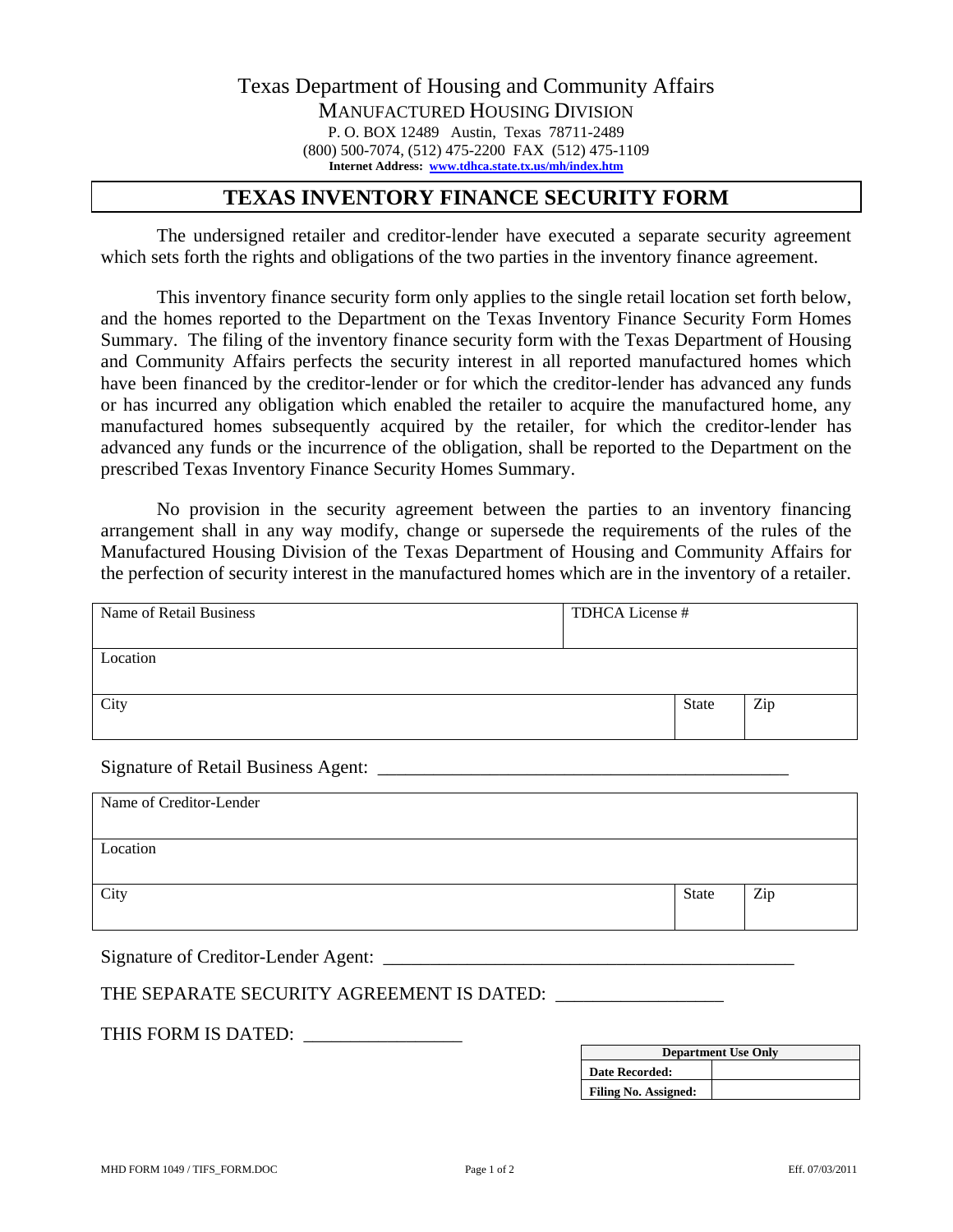Texas Department of Housing and Community Affairs
MANUFACTURED HOUSING DIVISION
P. O. BOX 12489 Austin, Texas 78711-2489
(800) 500-7074, (512) 475-2200 FAX (512) 475-1109
**Internet Address: www.tdhca.state.tx.us/mh/index.htm**

# TEXAS INVENTORY FINANCE SECURITY FORM

The undersigned retailer and creditor-lender have executed a separate security agreement which sets forth the rights and obligations of the two parties in the inventory finance agreement.

This inventory finance security form only applies to the single retail location set forth below, and the homes reported to the Department on the Texas Inventory Finance Security Form Homes Summary. The filing of the inventory finance security form with the Texas Department of Housing and Community Affairs perfects the security interest in all reported manufactured homes which have been financed by the creditor-lender or for which the creditor-lender has advanced any funds or has incurred any obligation which enabled the retailer to acquire the manufactured home, any manufactured homes subsequently acquired by the retailer, for which the creditor-lender has advanced any funds or the incurrence of the obligation, shall be reported to the Department on the prescribed Texas Inventory Finance Security Homes Summary.

No provision in the security agreement between the parties to an inventory financing arrangement shall in any way modify, change or supersede the requirements of the rules of the Manufactured Housing Division of the Texas Department of Housing and Community Affairs for the perfection of security interest in the manufactured homes which are in the inventory of a retailer.

| Name of Retail Business | | TDHCA License # |
|---|---|---|
| Location | | |
| City | State | Zip |

Signature of Retail Business Agent: ____________________________________________

| Name of Creditor-Lender | | |
|---|---|---|
| Location | | |
| City | State | Zip |

Signature of Creditor-Lender Agent: ____________________________________________

THE SEPARATE SECURITY AGREEMENT IS DATED: _________________

THIS FORM IS DATED: ________________

| Department Use Only | |
|---|---|
| **Date Recorded:** | |
| **Filing No. Assigned:** | |

MHD FORM 1049 / TIFS_FORM.DOC Eff. 07/03/2011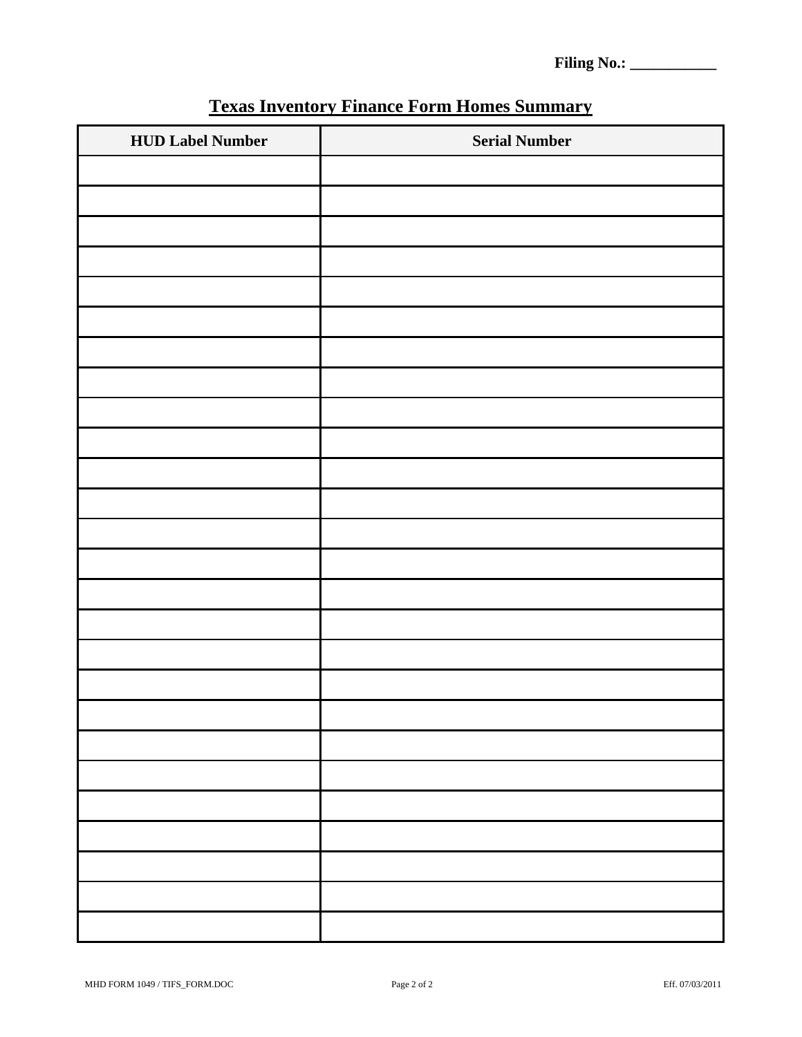**Filing No.: ___________**

# Texas Inventory Finance Form Homes Summary

| HUD Label Number | Serial Number |
|---|---|
| | |
| | |
| | |
| | |
| | |
| | |
| | |
| | |
| | |
| | |
| | |
| | |
| | |
| | |
| | |
| | |
| | |
| | |
| | |
| | |
| | |
| | |
| | |
| | |
| | |
| | |

MHD FORM 1049 / TIFS_FORM.DOC

Eff. 07/03/2011